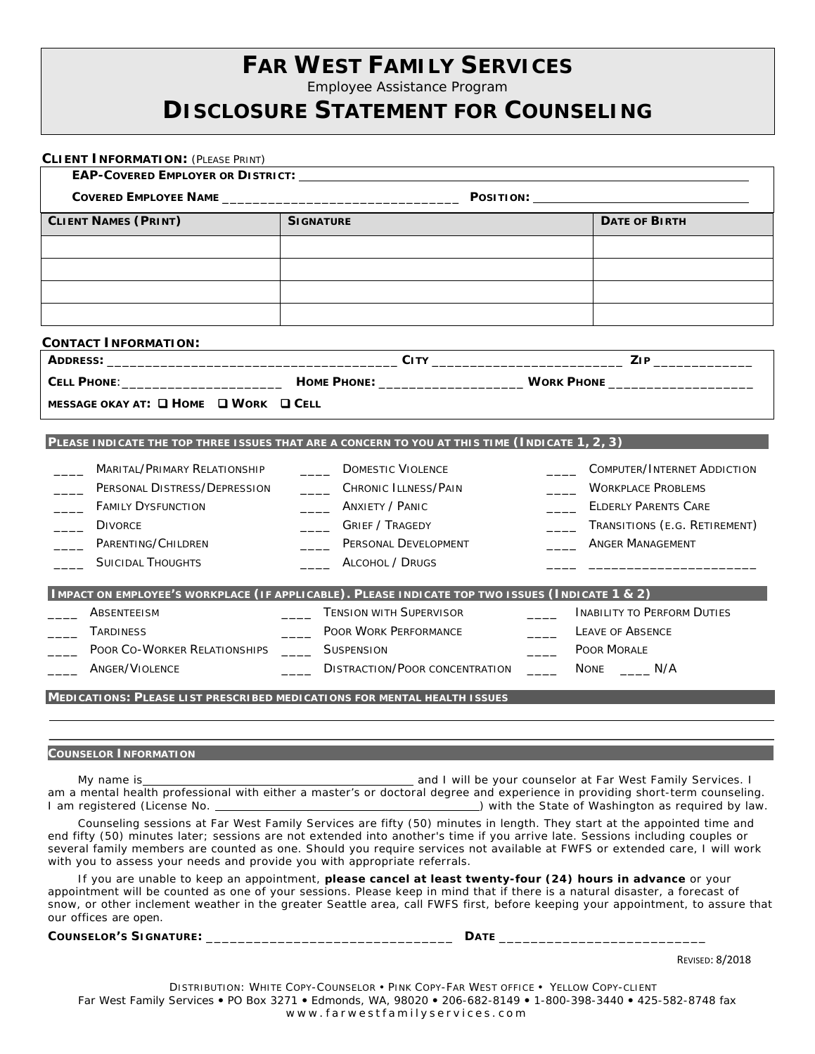# FAR WEST FAMILY SERVICES

Employee Assistance Program

# DISCLOSURE STATEMENT FOR COUNSELING

**CLIENT INFORMATION:** (PLEASE PRINT)

**EAP-COVERED EMPLOYER OR DISTRICT:** ______________________________

**COVERED EMPLOYEE NAME** ______________________________ **POSITION:** ______________________________

| CLIENT NAMES (PRINT) | SIGNATURE | DATE OF BIRTH |
|---|---|---|
| | | |
| | | |
| | | |
| | | |

**CONTACT INFORMATION:**

**ADDRESS:** ______________________________ **CITY** ______________________ **ZIP** ____________

**CELL PHONE**:____________________ **HOME PHONE:** __________________ **WORK PHONE** __________________

**MESSAGE OKAY AT:** ❑ **HOME** ❑ **WORK** ❑ **CELL**

**PLEASE INDICATE THE TOP THREE ISSUES THAT ARE A CONCERN TO YOU AT THIS TIME (INDICATE 1, 2, 3)**

____ MARITAL/PRIMARY RELATIONSHIP
____ PERSONAL DISTRESS/DEPRESSION
____ FAMILY DYSFUNCTION
____ DIVORCE
____ PARENTING/CHILDREN
____ SUICIDAL THOUGHTS
____ DOMESTIC VIOLENCE
____ CHRONIC ILLNESS/PAIN
____ ANXIETY / PANIC
____ GRIEF / TRAGEDY
____ PERSONAL DEVELOPMENT
____ ALCOHOL / DRUGS
____ COMPUTER/INTERNET ADDICTION
____ WORKPLACE PROBLEMS
____ ELDERLY PARENTS CARE
____ TRANSITIONS (E.G. RETIREMENT)
____ ANGER MANAGEMENT
____ ____________________

**IMPACT ON EMPLOYEE'S WORKPLACE (IF APPLICABLE). PLEASE INDICATE TOP TWO ISSUES (INDICATE 1 & 2)**

____ ABSENTEEISM
____ TARDINESS
____ POOR CO-WORKER RELATIONSHIPS
____ ANGER/VIOLENCE
____ TENSION WITH SUPERVISOR
____ POOR WORK PERFORMANCE
____ SUSPENSION
____ DISTRACTION/POOR CONCENTRATION
____ INABILITY TO PERFORM DUTIES
____ LEAVE OF ABSENCE
____ POOR MORALE
____ NONE ____ N/A

**MEDICATIONS: PLEASE LIST PRESCRIBED MEDICATIONS FOR MENTAL HEALTH ISSUES**

______________________________

______________________________

**COUNSELOR INFORMATION**

My name is ______________________________ and I will be your counselor at Far West Family Services. I am a mental health professional with either a master's or doctoral degree and experience in providing short-term counseling. I am registered (License No. ______________________________) with the State of Washington as required by law.

Counseling sessions at Far West Family Services are fifty (50) minutes in length. They start at the appointed time and end fifty (50) minutes later; sessions are not extended into another's time if you arrive late. Sessions including couples or several family members are counted as one. Should you require services not available at FWFS or extended care, I will work with you to assess your needs and provide you with appropriate referrals.

If you are unable to keep an appointment, **please cancel at least twenty-four (24) hours in advance** or your appointment will be counted as one of your sessions. Please keep in mind that if there is a natural disaster, a forecast of snow, or other inclement weather in the greater Seattle area, call FWFS first, before keeping your appointment, to assure that our offices are open.

**COUNSELOR'S SIGNATURE:** ______________________________ **DATE** ________________________

REVISED: 8/2018

DISTRIBUTION: WHITE COPY-COUNSELOR • PINK COPY-FAR WEST OFFICE • YELLOW COPY-CLIENT

Far West Family Services • PO Box 3271 • Edmonds, WA, 98020 • 206-682-8149 • 1-800-398-3440 • 425-582-8748 fax

www.farwestfamilyservices.com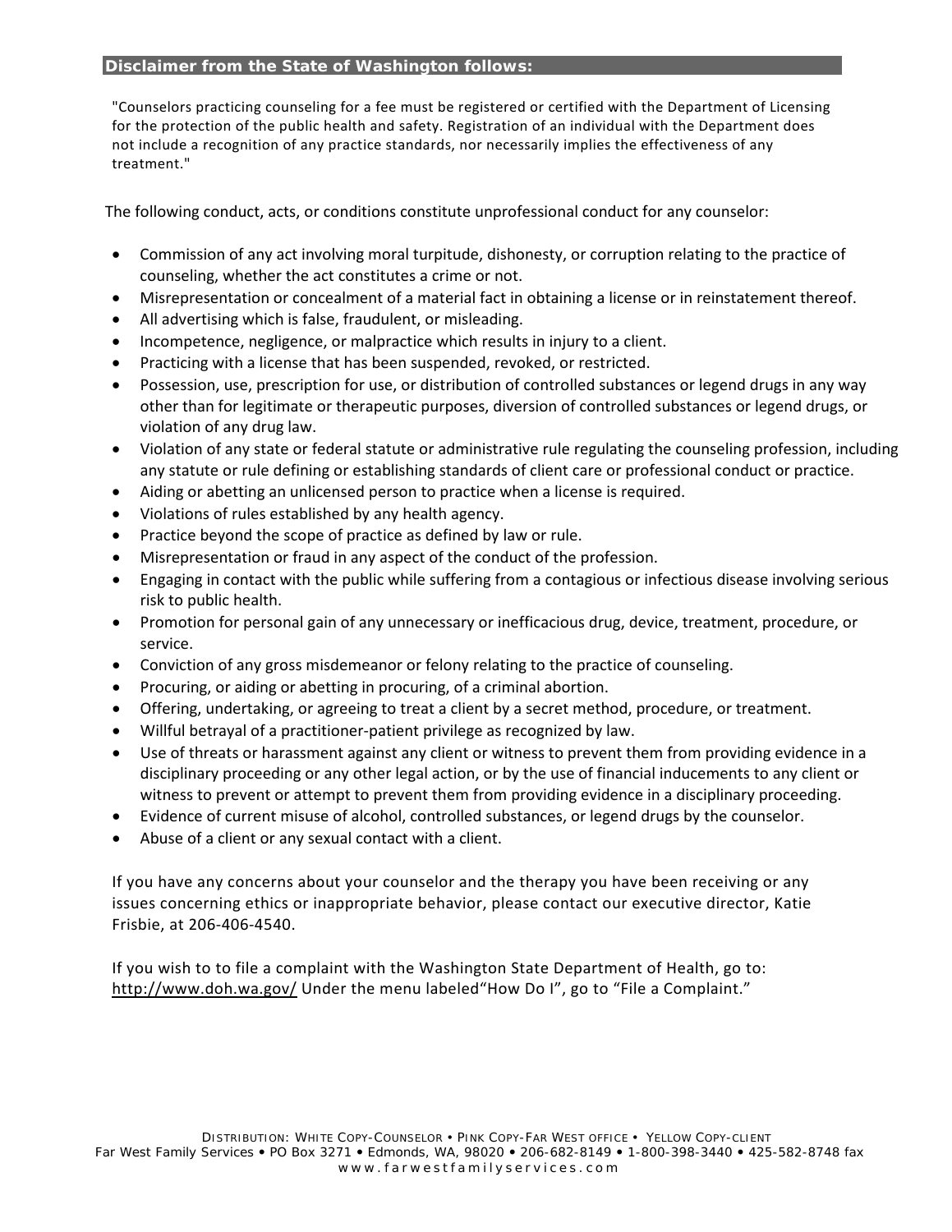## Disclaimer from the State of Washington follows:

"Counselors practicing counseling for a fee must be registered or certified with the Department of Licensing for the protection of the public health and safety. Registration of an individual with the Department does not include a recognition of any practice standards, nor necessarily implies the effectiveness of any treatment."

The following conduct, acts, or conditions constitute unprofessional conduct for any counselor:

- Commission of any act involving moral turpitude, dishonesty, or corruption relating to the practice of counseling, whether the act constitutes a crime or not.
- Misrepresentation or concealment of a material fact in obtaining a license or in reinstatement thereof.
- All advertising which is false, fraudulent, or misleading.
- Incompetence, negligence, or malpractice which results in injury to a client.
- Practicing with a license that has been suspended, revoked, or restricted.
- Possession, use, prescription for use, or distribution of controlled substances or legend drugs in any way other than for legitimate or therapeutic purposes, diversion of controlled substances or legend drugs, or violation of any drug law.
- Violation of any state or federal statute or administrative rule regulating the counseling profession, including any statute or rule defining or establishing standards of client care or professional conduct or practice.
- Aiding or abetting an unlicensed person to practice when a license is required.
- Violations of rules established by any health agency.
- Practice beyond the scope of practice as defined by law or rule.
- Misrepresentation or fraud in any aspect of the conduct of the profession.
- Engaging in contact with the public while suffering from a contagious or infectious disease involving serious risk to public health.
- Promotion for personal gain of any unnecessary or inefficacious drug, device, treatment, procedure, or service.
- Conviction of any gross misdemeanor or felony relating to the practice of counseling.
- Procuring, or aiding or abetting in procuring, of a criminal abortion.
- Offering, undertaking, or agreeing to treat a client by a secret method, procedure, or treatment.
- Willful betrayal of a practitioner-patient privilege as recognized by law.
- Use of threats or harassment against any client or witness to prevent them from providing evidence in a disciplinary proceeding or any other legal action, or by the use of financial inducements to any client or witness to prevent or attempt to prevent them from providing evidence in a disciplinary proceeding.
- Evidence of current misuse of alcohol, controlled substances, or legend drugs by the counselor.
- Abuse of a client or any sexual contact with a client.

If you have any concerns about your counselor and the therapy you have been receiving or any issues concerning ethics or inappropriate behavior, please contact our executive director, Katie Frisbie, at 206-406-4540.

If you wish to to file a complaint with the Washington State Department of Health, go to: http://www.doh.wa.gov/ Under the menu labeled"How Do I", go to "File a Complaint."

DISTRIBUTION: WHITE COPY-COUNSELOR • PINK COPY-FAR WEST OFFICE • YELLOW COPY-CLIENT
Far West Family Services • PO Box 3271 • Edmonds, WA, 98020 • 206-682-8149 • 1-800-398-3440 • 425-582-8748 fax
www.farwestfamilyservices.com